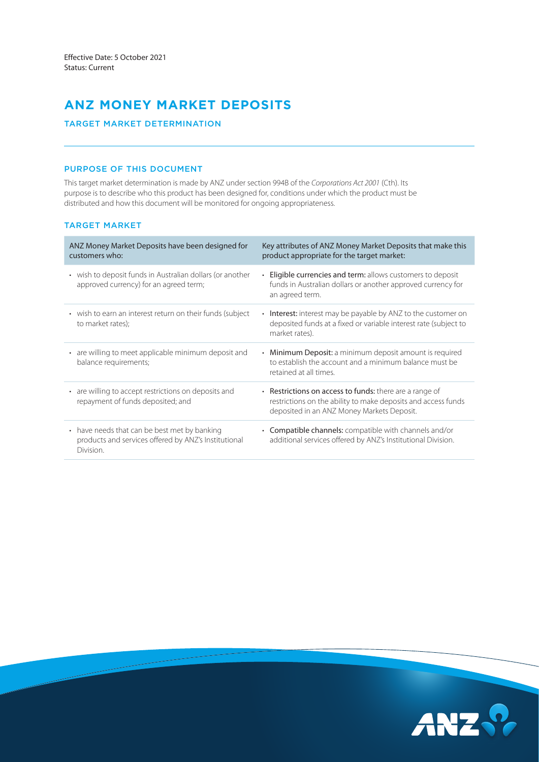Effective Date: 5 October 2021
Status: Current

# ANZ MONEY MARKET DEPOSITS

## TARGET MARKET DETERMINATION

### PURPOSE OF THIS DOCUMENT

This target market determination is made by ANZ under section 994B of the *Corporations Act 2001* (Cth). Its purpose is to describe who this product has been designed for, conditions under which the product must be distributed and how this document will be monitored for ongoing appropriateness.

### TARGET MARKET

| ANZ Money Market Deposits have been designed for customers who: | Key attributes of ANZ Money Market Deposits that make this product appropriate for the target market: |
|---|---|
| • wish to deposit funds in Australian dollars (or another approved currency) for an agreed term; | • **Eligible currencies and term:** allows customers to deposit funds in Australian dollars or another approved currency for an agreed term. |
| • wish to earn an interest return on their funds (subject to market rates); | • **Interest:** interest may be payable by ANZ to the customer on deposited funds at a fixed or variable interest rate (subject to market rates). |
| • are willing to meet applicable minimum deposit and balance requirements; | • **Minimum Deposit:** a minimum deposit amount is required to establish the account and a minimum balance must be retained at all times. |
| • are willing to accept restrictions on deposits and repayment of funds deposited; and | • **Restrictions on access to funds:** there are a range of restrictions on the ability to make deposits and access funds deposited in an ANZ Money Markets Deposit. |
| • have needs that can be best met by banking products and services offered by ANZ's Institutional Division. | • **Compatible channels:** compatible with channels and/or additional services offered by ANZ's Institutional Division. |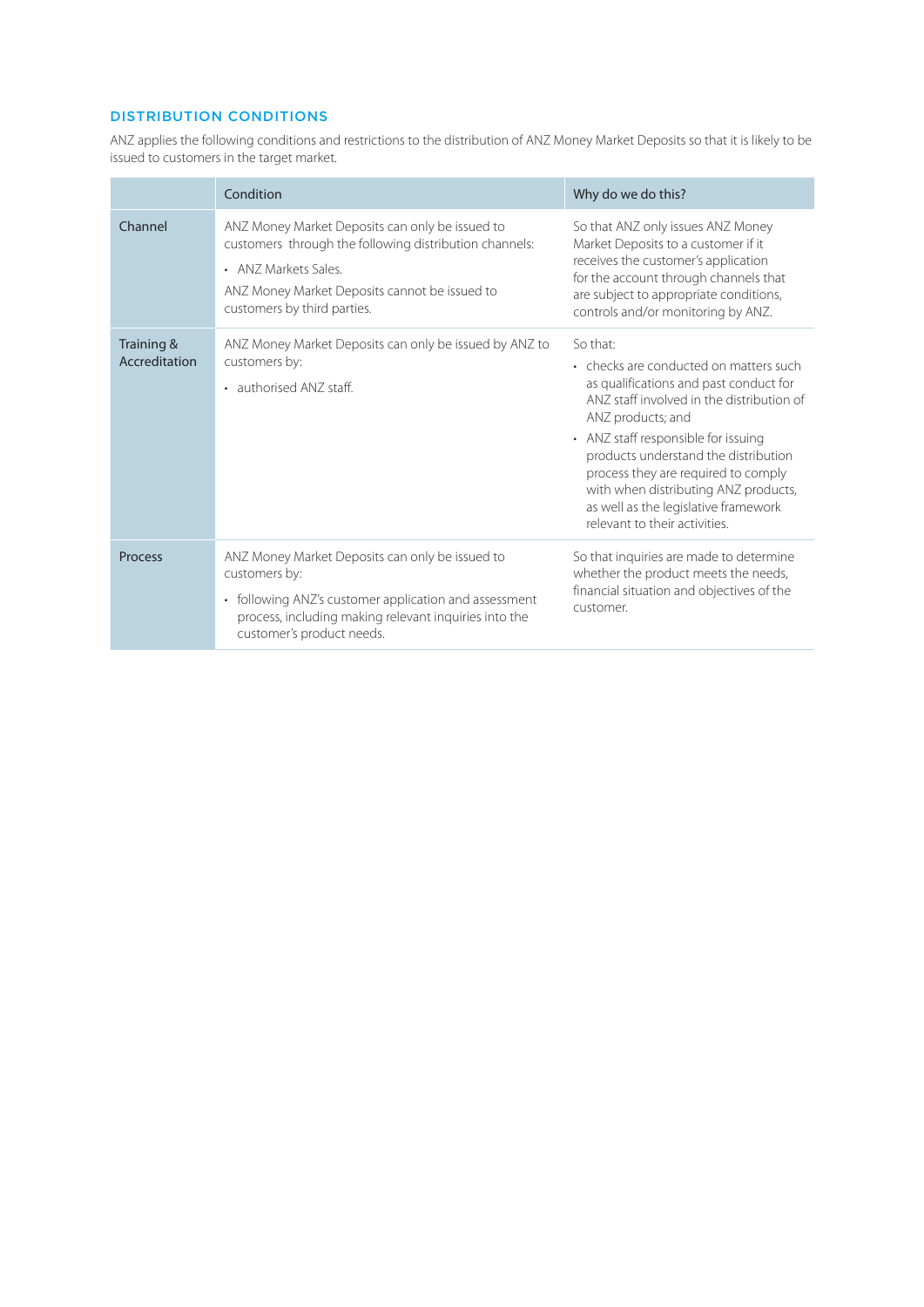## DISTRIBUTION CONDITIONS

ANZ applies the following conditions and restrictions to the distribution of ANZ Money Market Deposits so that it is likely to be issued to customers in the target market.

| | Condition | Why do we do this? |
|---|---|---|
| Channel | ANZ Money Market Deposits can only be issued to customers through the following distribution channels:<br>• ANZ Markets Sales.<br>ANZ Money Market Deposits cannot be issued to customers by third parties. | So that ANZ only issues ANZ Money Market Deposits to a customer if it receives the customer's application for the account through channels that are subject to appropriate conditions, controls and/or monitoring by ANZ. |
| Training & Accreditation | ANZ Money Market Deposits can only be issued by ANZ to customers by:<br>• authorised ANZ staff. | So that:<br>• checks are conducted on matters such as qualifications and past conduct for ANZ staff involved in the distribution of ANZ products; and<br>• ANZ staff responsible for issuing products understand the distribution process they are required to comply with when distributing ANZ products, as well as the legislative framework relevant to their activities. |
| Process | ANZ Money Market Deposits can only be issued to customers by:<br>• following ANZ's customer application and assessment process, including making relevant inquiries into the customer's product needs. | So that inquiries are made to determine whether the product meets the needs, financial situation and objectives of the customer. |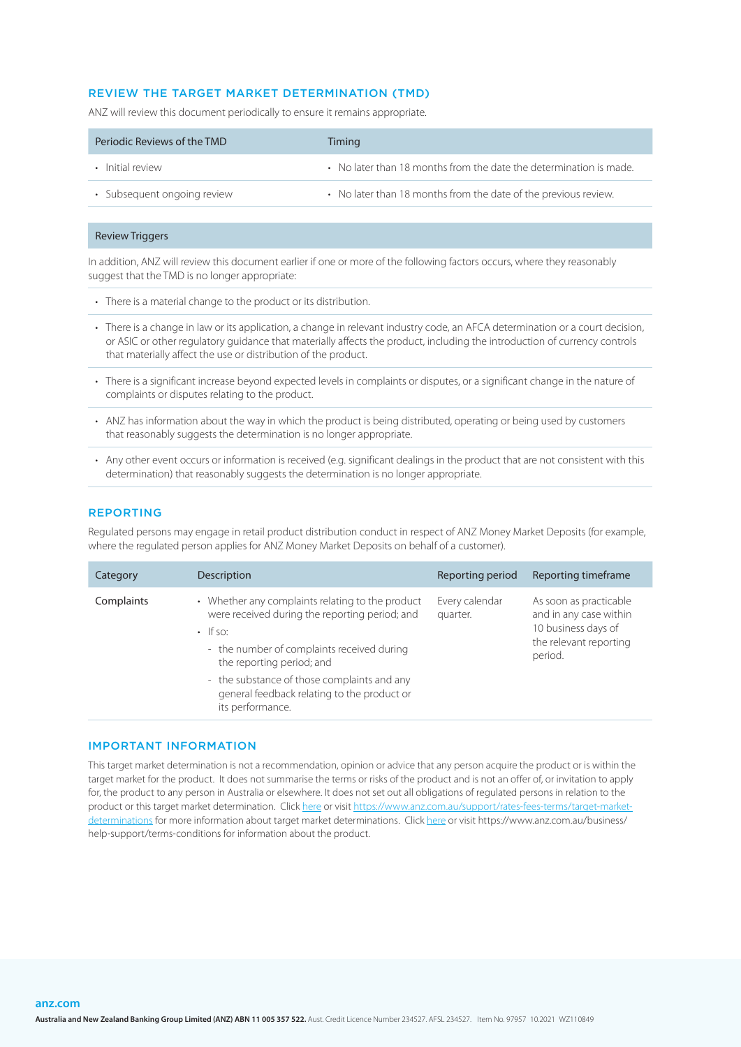## REVIEW THE TARGET MARKET DETERMINATION (TMD)

ANZ will review this document periodically to ensure it remains appropriate.

| Periodic Reviews of the TMD | Timing |
|---|---|
| • Initial review | • No later than 18 months from the date the determination is made. |
| • Subsequent ongoing review | • No later than 18 months from the date of the previous review. |

| Review Triggers |
|---|

In addition, ANZ will review this document earlier if one or more of the following factors occurs, where they reasonably suggest that the TMD is no longer appropriate:

- There is a material change to the product or its distribution.
- There is a change in law or its application, a change in relevant industry code, an AFCA determination or a court decision, or ASIC or other regulatory guidance that materially affects the product, including the introduction of currency controls that materially affect the use or distribution of the product.
- There is a significant increase beyond expected levels in complaints or disputes, or a significant change in the nature of complaints or disputes relating to the product.
- ANZ has information about the way in which the product is being distributed, operating or being used by customers that reasonably suggests the determination is no longer appropriate.
- Any other event occurs or information is received (e.g. significant dealings in the product that are not consistent with this determination) that reasonably suggests the determination is no longer appropriate.

## REPORTING

Regulated persons may engage in retail product distribution conduct in respect of ANZ Money Market Deposits (for example, where the regulated person applies for ANZ Money Market Deposits on behalf of a customer).

| Category | Description | Reporting period | Reporting timeframe |
|---|---|---|---|
| Complaints | • Whether any complaints relating to the product were received during the reporting period; and<br>• If so:<br>- the number of complaints received during the reporting period; and<br>- the substance of those complaints and any general feedback relating to the product or its performance. | Every calendar quarter. | As soon as practicable and in any case within 10 business days of the relevant reporting period. |

## IMPORTANT INFORMATION

This target market determination is not a recommendation, opinion or advice that any person acquire the product or is within the target market for the product. It does not summarise the terms or risks of the product and is not an offer of, or invitation to apply for, the product to any person in Australia or elsewhere. It does not set out all obligations of regulated persons in relation to the product or this target market determination. Click here or visit https://www.anz.com.au/support/rates-fees-terms/target-market-determinations for more information about target market determinations. Click here or visit https://www.anz.com.au/business/help-support/terms-conditions for information about the product.

anz.com

**Australia and New Zealand Banking Group Limited (ANZ) ABN 11 005 357 522.** Aust. Credit Licence Number 234527. AFSL 234527. Item No. 97957 10.2021 WZ110849